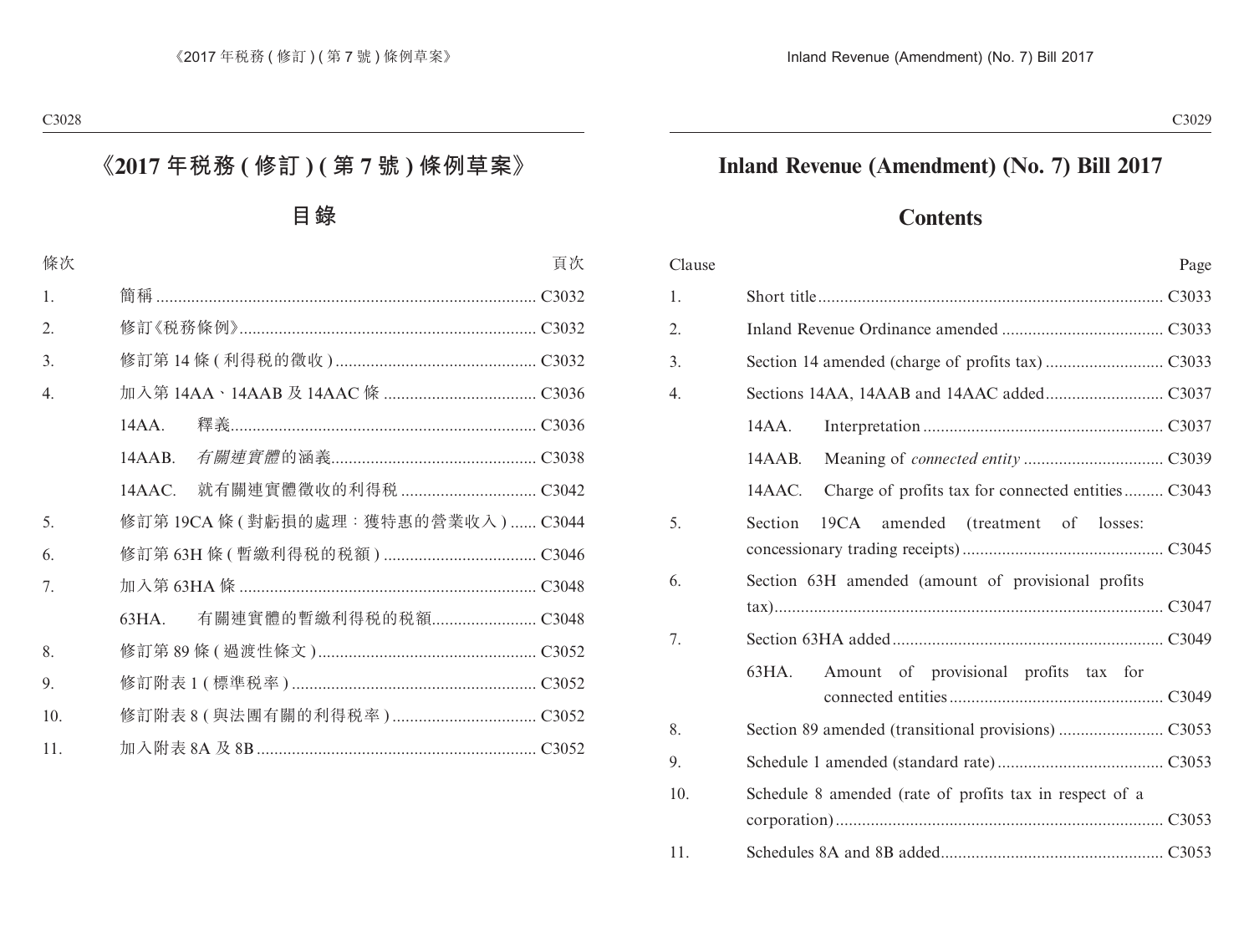# 《2017 年稅務 ( 修訂 ) ( 第 7 號 ) 條例草案》

## 目錄

| 條次 | | 頁次 |
|---|---|---|
| 1. | 簡稱 | C3032 |
| 2. | 修訂《稅務條例》 | C3032 |
| 3. | 修訂第 14 條 ( 利得稅的徵收 ) | C3032 |
| 4. | 加入第 14AA、14AAB 及 14AAC 條 | C3036 |
| | 14AA. 釋義 | C3036 |
| | 14AAB. *有關連實體*的涵義 | C3038 |
| | 14AAC. 就有關連實體徵收的利得稅 | C3042 |
| 5. | 修訂第 19CA 條 ( 對虧損的處理：獲特惠的營業收入 ) | C3044 |
| 6. | 修訂第 63H 條 ( 暫繳利得稅的稅額 ) | C3046 |
| 7. | 加入第 63HA 條 | C3048 |
| | 63HA. 有關連實體的暫繳利得稅的稅額 | C3048 |
| 8. | 修訂第 89 條 ( 過渡性條文 ) | C3052 |
| 9. | 修訂附表 1 ( 標準稅率 ) | C3052 |
| 10. | 修訂附表 8 ( 與法團有關的利得稅率 ) | C3052 |
| 11. | 加入附表 8A 及 8B | C3052 |

# Inland Revenue (Amendment) (No. 7) Bill 2017

## Contents

| Clause | | Page |
|---|---|---|
| 1. | Short title | C3033 |
| 2. | Inland Revenue Ordinance amended | C3033 |
| 3. | Section 14 amended (charge of profits tax) | C3033 |
| 4. | Sections 14AA, 14AAB and 14AAC added | C3037 |
| | 14AA. Interpretation | C3037 |
| | 14AAB. Meaning of *connected entity* | C3039 |
| | 14AAC. Charge of profits tax for connected entities | C3043 |
| 5. | Section 19CA amended (treatment of losses: concessionary trading receipts) | C3045 |
| 6. | Section 63H amended (amount of provisional profits tax) | C3047 |
| 7. | Section 63HA added | C3049 |
| | 63HA. Amount of provisional profits tax for connected entities | C3049 |
| 8. | Section 89 amended (transitional provisions) | C3053 |
| 9. | Schedule 1 amended (standard rate) | C3053 |
| 10. | Schedule 8 amended (rate of profits tax in respect of a corporation) | C3053 |
| 11. | Schedules 8A and 8B added | C3053 |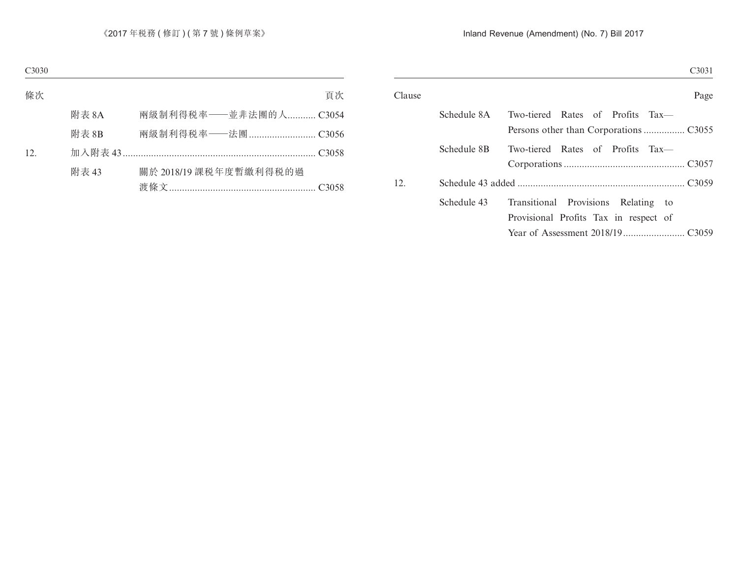| 條次 | | | 頁次 |
|---|---|---|---|
| | 附表 8A | 兩級制利得稅率——並非法團的人 | C3054 |
| | 附表 8B | 兩級制利得稅率——法團 | C3056 |
| 12. | 加入附表 43 | | C3058 |
| | 附表 43 | 關於 2018/19 課稅年度暫繳利得稅的過渡條文 | C3058 |

| Clause | | | Page |
|---|---|---|---|
| | Schedule 8A | Two-tiered Rates of Profits Tax—Persons other than Corporations | C3055 |
| | Schedule 8B | Two-tiered Rates of Profits Tax—Corporations | C3057 |
| 12. | Schedule 43 added | | C3059 |
| | Schedule 43 | Transitional Provisions Relating to Provisional Profits Tax in respect of Year of Assessment 2018/19 | C3059 |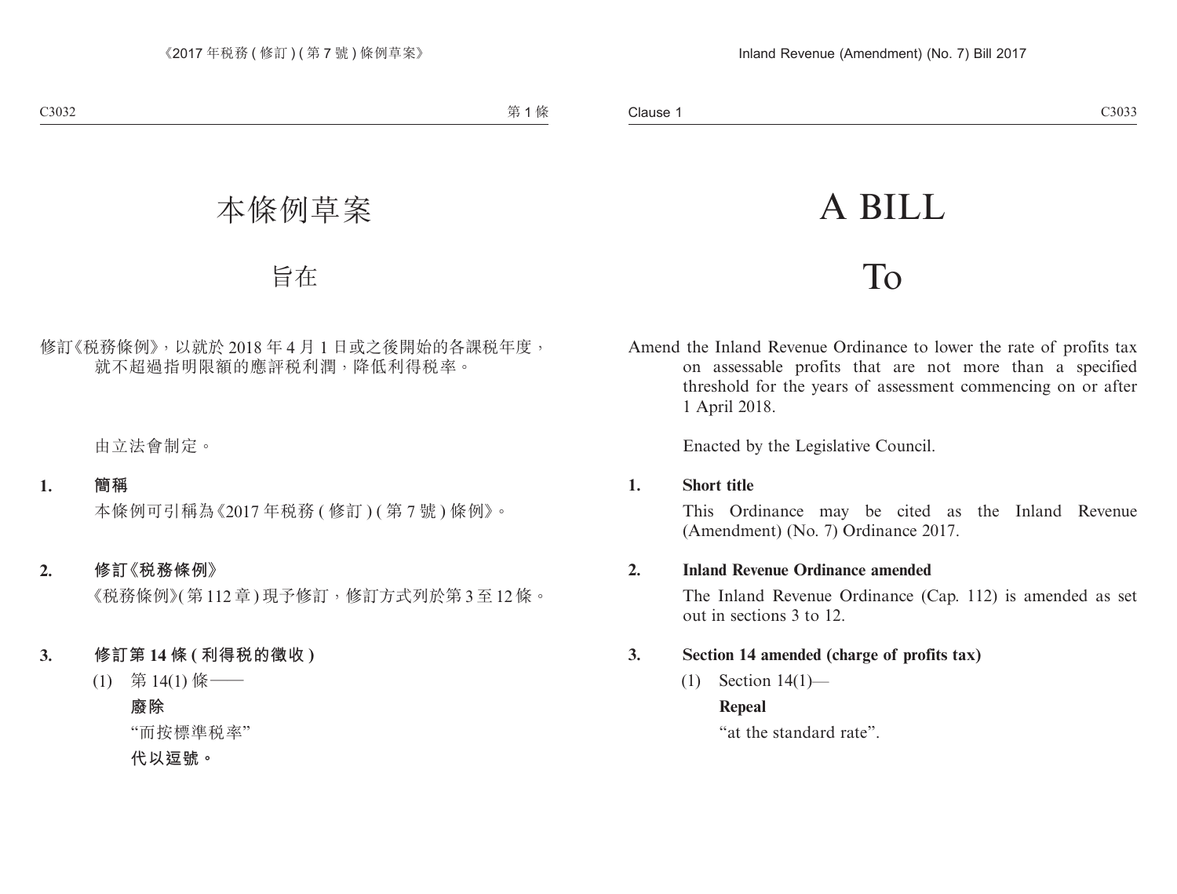# 本條例草案

## 旨在

修訂《稅務條例》，以就於 2018 年 4 月 1 日或之後開始的各課稅年度，就不超過指明限額的應評稅利潤，降低利得稅率。

由立法會制定。

**1. 簡稱**

本條例可引稱為《2017 年稅務 ( 修訂 ) ( 第 7 號 ) 條例》。

**2. 修訂《稅務條例》**

《稅務條例》( 第 112 章 ) 現予修訂，修訂方式列於第 3 至 12 條。

**3. 修訂第 14 條 ( 利得稅的徵收 )**

(1) 第 14(1) 條——

**廢除**

“而按標準稅率”

**代以逗號。**

# A BILL

## To

Amend the Inland Revenue Ordinance to lower the rate of profits tax on assessable profits that are not more than a specified threshold for the years of assessment commencing on or after 1 April 2018.

Enacted by the Legislative Council.

**1. Short title**

This Ordinance may be cited as the Inland Revenue (Amendment) (No. 7) Ordinance 2017.

**2. Inland Revenue Ordinance amended**

The Inland Revenue Ordinance (Cap. 112) is amended as set out in sections 3 to 12.

**3. Section 14 amended (charge of profits tax)**

(1) Section 14(1)—

**Repeal**

“at the standard rate”.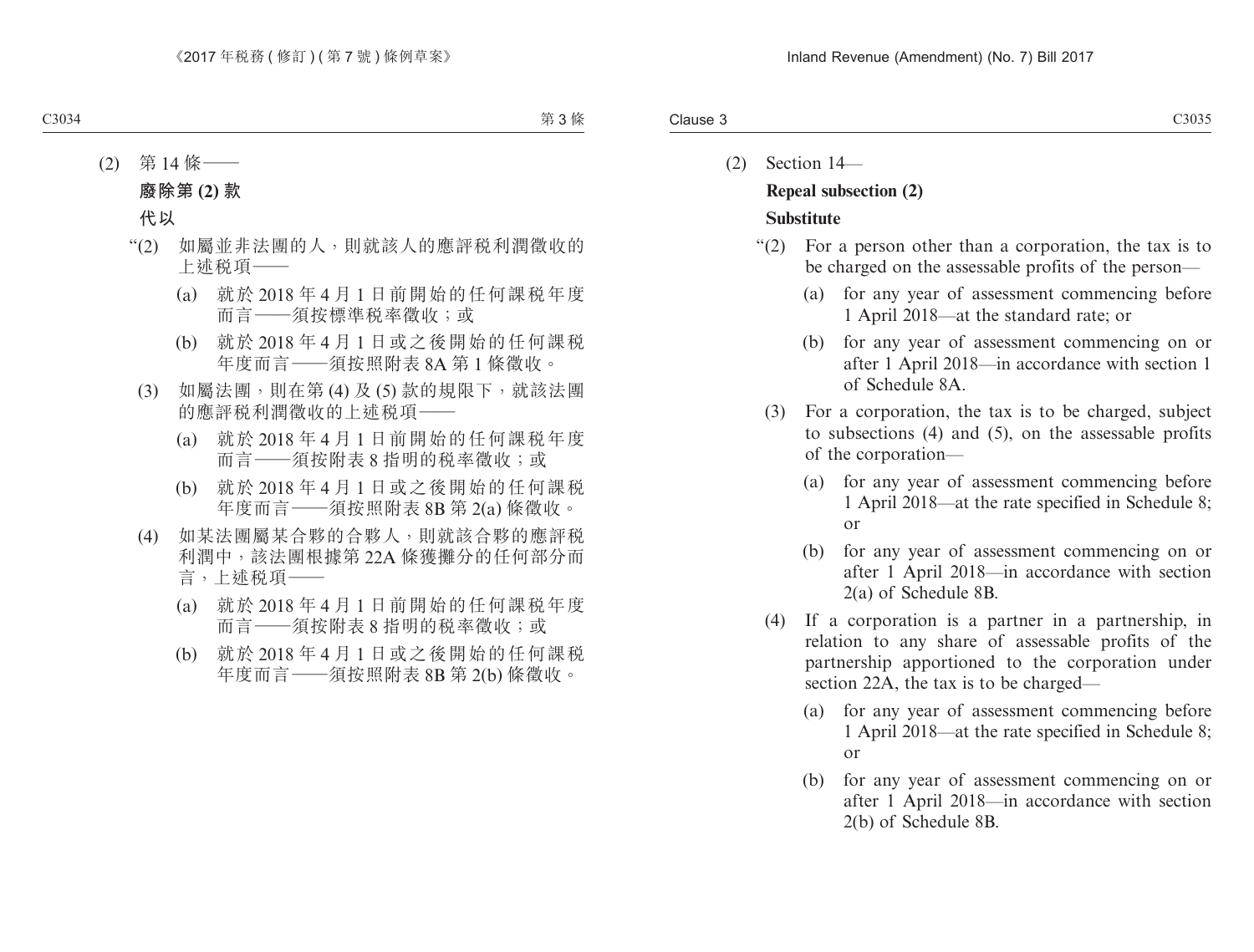(2) 第 14 條——

**廢除第 (2) 款**

**代以**

“(2) 如屬並非法團的人，則就該人的應評稅利潤徵收的上述稅項——

(a) 就於 2018 年 4 月 1 日前開始的任何課稅年度而言——須按標準稅率徵收；或

(b) 就於 2018 年 4 月 1 日或之後開始的任何課稅年度而言——須按照附表 8A 第 1 條徵收。

(3) 如屬法團，則在第 (4) 及 (5) 款的規限下，就該法團的應評稅利潤徵收的上述稅項——

(a) 就於 2018 年 4 月 1 日前開始的任何課稅年度而言——須按附表 8 指明的稅率徵收；或

(b) 就於 2018 年 4 月 1 日或之後開始的任何課稅年度而言——須按照附表 8B 第 2(a) 條徵收。

(4) 如某法團屬某合夥的合夥人，則就該合夥的應評稅利潤中，該法團根據第 22A 條獲攤分的任何部分而言，上述稅項——

(a) 就於 2018 年 4 月 1 日前開始的任何課稅年度而言——須按附表 8 指明的稅率徵收；或

(b) 就於 2018 年 4 月 1 日或之後開始的任何課稅年度而言——須按照附表 8B 第 2(b) 條徵收。

(2) Section 14—

**Repeal subsection (2)**

**Substitute**

“(2) For a person other than a corporation, the tax is to be charged on the assessable profits of the person—

(a) for any year of assessment commencing before 1 April 2018—at the standard rate; or

(b) for any year of assessment commencing on or after 1 April 2018—in accordance with section 1 of Schedule 8A.

(3) For a corporation, the tax is to be charged, subject to subsections (4) and (5), on the assessable profits of the corporation—

(a) for any year of assessment commencing before 1 April 2018—at the rate specified in Schedule 8; or

(b) for any year of assessment commencing on or after 1 April 2018—in accordance with section 2(a) of Schedule 8B.

(4) If a corporation is a partner in a partnership, in relation to any share of assessable profits of the partnership apportioned to the corporation under section 22A, the tax is to be charged—

(a) for any year of assessment commencing before 1 April 2018—at the rate specified in Schedule 8; or

(b) for any year of assessment commencing on or after 1 April 2018—in accordance with section 2(b) of Schedule 8B.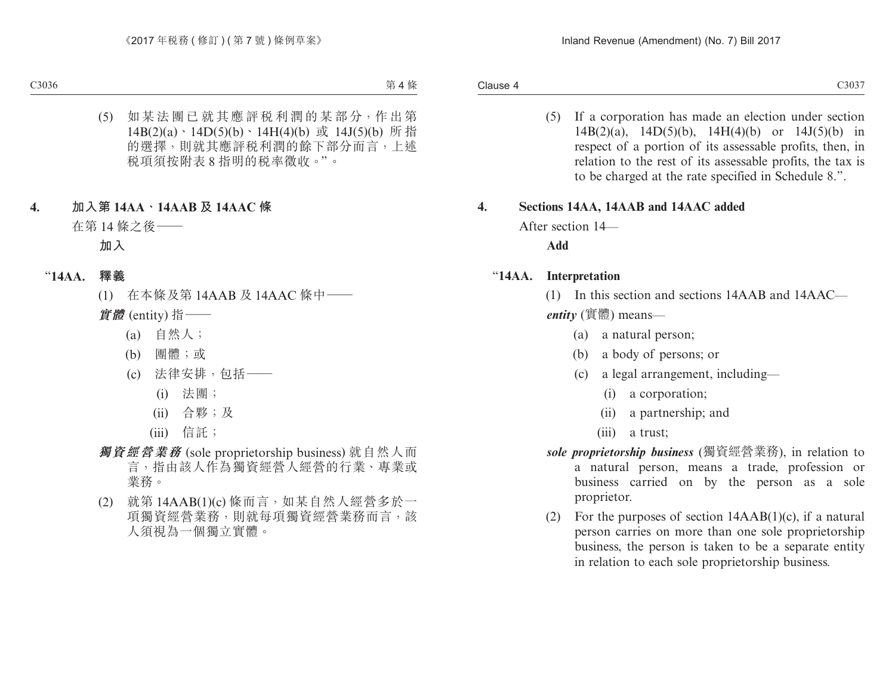(5) 如某法團已就其應評稅利潤的某部分，作出第 14B(2)(a)、14D(5)(b)、14H(4)(b) 或 14J(5)(b) 所指的選擇，則就其應評稅利潤的餘下部分而言，上述稅項須按附表 8 指明的稅率徵收。”。

## 4. 加入第 14AA、14AAB 及 14AAC 條

在第 14 條之後——

**加入**

### “14AA. 釋義

(1) 在本條及第 14AAB 及 14AAC 條中——

***實體*** (entity) 指——

(a) 自然人；

(b) 團體；或

(c) 法律安排，包括——

(i) 法團；

(ii) 合夥；及

(iii) 信託；

***獨資經營業務*** (sole proprietorship business) 就自然人而言，指由該人作為獨資經營人經營的行業、專業或業務。

(2) 就第 14AAB(1)(c) 條而言，如某自然人經營多於一項獨資經營業務，則就每項獨資經營業務而言，該人須視為一個獨立實體。

---

(5) If a corporation has made an election under section 14B(2)(a), 14D(5)(b), 14H(4)(b) or 14J(5)(b) in respect of a portion of its assessable profits, then, in relation to the rest of its assessable profits, the tax is to be charged at the rate specified in Schedule 8.”.

## 4. Sections 14AA, 14AAB and 14AAC added

After section 14—

**Add**

### “14AA. Interpretation

(1) In this section and sections 14AAB and 14AAC—

***entity*** (實體) means—

(a) a natural person;

(b) a body of persons; or

(c) a legal arrangement, including—

(i) a corporation;

(ii) a partnership; and

(iii) a trust;

***sole proprietorship business*** (獨資經營業務), in relation to a natural person, means a trade, profession or business carried on by the person as a sole proprietor.

(2) For the purposes of section 14AAB(1)(c), if a natural person carries on more than one sole proprietorship business, the person is taken to be a separate entity in relation to each sole proprietorship business.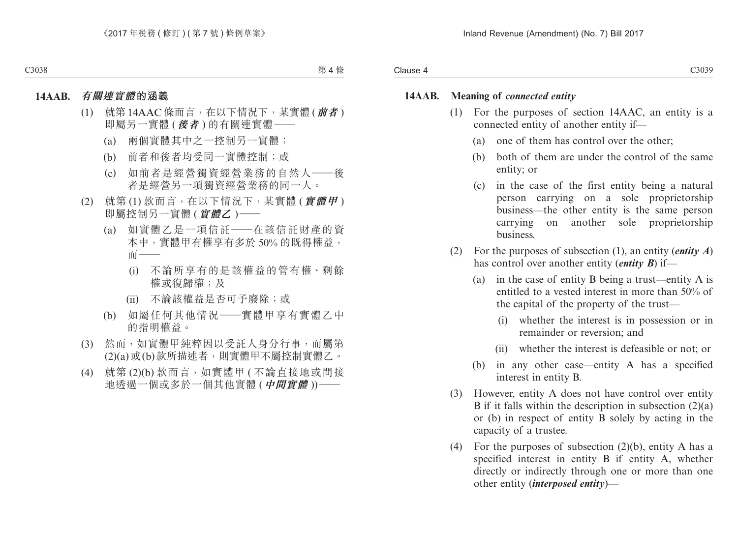**14AAB. *有關連實體*的涵義**

(1) 就第 14AAC 條而言，在以下情況下，某實體 (***前者***) 即屬另一實體 (***後者***) 的有關連實體——

(a) 兩個實體其中之一控制另一實體；

(b) 前者和後者均受同一實體控制；或

(c) 如前者是經營獨資經營業務的自然人——後者是經營另一項獨資經營業務的同一人。

(2) 就第 (1) 款而言，在以下情況下，某實體 (***實體甲***) 即屬控制另一實體 (***實體乙***)——

(a) 如實體乙是一項信託——在該信託財產的資本中，實體甲有權享有多於 50% 的既得權益，而——

(i) 不論所享有的是該權益的管有權、剩餘權或復歸權；及

(ii) 不論該權益是否可予廢除；或

(b) 如屬任何其他情況——實體甲享有實體乙中的指明權益。

(3) 然而，如實體甲純粹因以受託人身分行事，而屬第 (2)(a) 或 (b) 款所描述者，則實體甲不屬控制實體乙。

(4) 就第 (2)(b) 款而言，如實體甲 (不論直接地或間接地透過一個或多於一個其他實體 (***中間實體***))——

**14AAB. Meaning of *connected entity***

(1) For the purposes of section 14AAC, an entity is a connected entity of another entity if—

(a) one of them has control over the other;

(b) both of them are under the control of the same entity; or

(c) in the case of the first entity being a natural person carrying on a sole proprietorship business—the other entity is the same person carrying on another sole proprietorship business.

(2) For the purposes of subsection (1), an entity (***entity A***) has control over another entity (***entity B***) if—

(a) in the case of entity B being a trust—entity A is entitled to a vested interest in more than 50% of the capital of the property of the trust—

(i) whether the interest is in possession or in remainder or reversion; and

(ii) whether the interest is defeasible or not; or

(b) in any other case—entity A has a specified interest in entity B.

(3) However, entity A does not have control over entity B if it falls within the description in subsection (2)(a) or (b) in respect of entity B solely by acting in the capacity of a trustee.

(4) For the purposes of subsection (2)(b), entity A has a specified interest in entity B if entity A, whether directly or indirectly through one or more than one other entity (***interposed entity***)—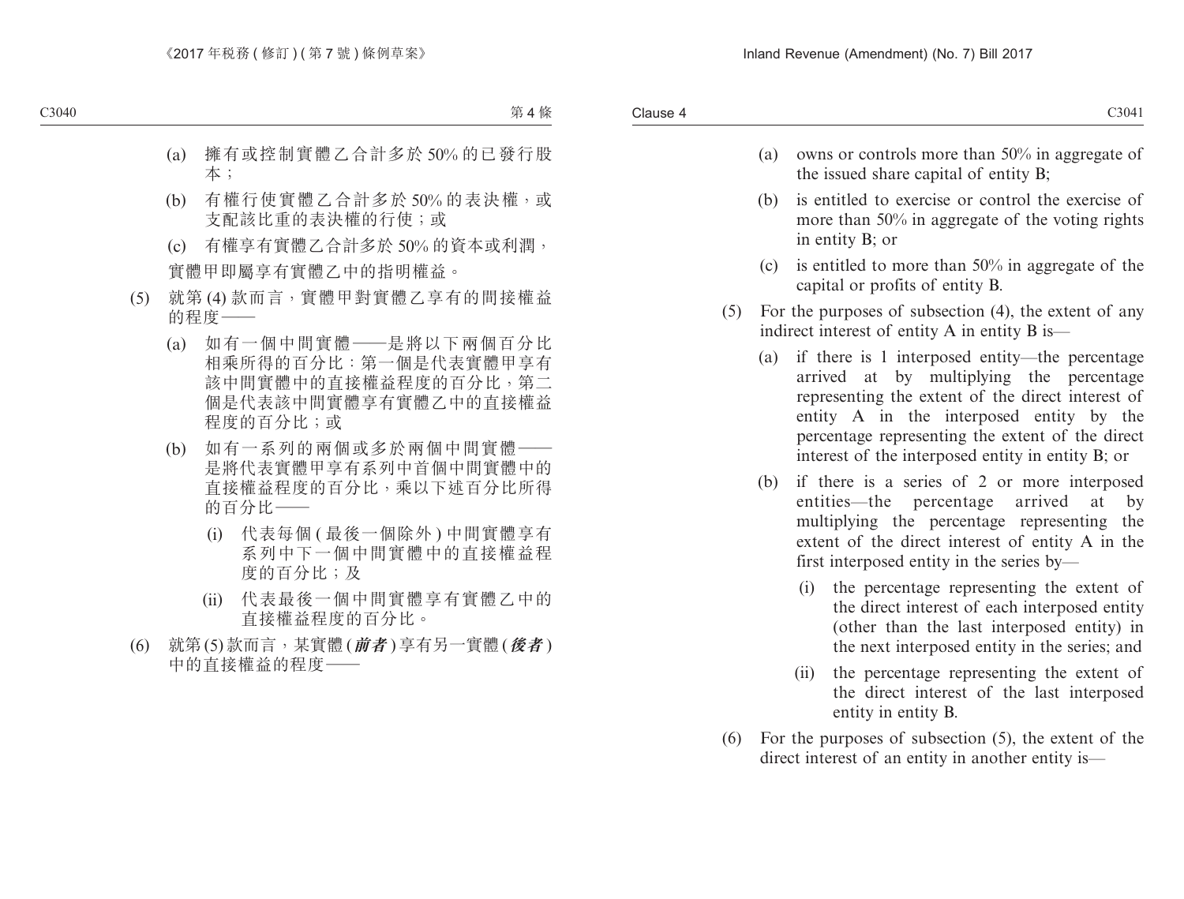(a) 擁有或控制實體乙合計多於 50% 的已發行股本；

(b) 有權行使實體乙合計多於 50% 的表決權，或支配該比重的表決權的行使；或

(c) 有權享有實體乙合計多於 50% 的資本或利潤，

實體甲即屬享有實體乙中的指明權益。

(5) 就第 (4) 款而言，實體甲對實體乙享有的間接權益的程度——

(a) 如有一個中間實體——是將以下兩個百分比相乘所得的百分比：第一個是代表實體甲享有該中間實體中的直接權益程度的百分比，第二個是代表該中間實體享有實體乙中的直接權益程度的百分比；或

(b) 如有一系列的兩個或多於兩個中間實體——是將代表實體甲享有系列中首個中間實體中的直接權益程度的百分比，乘以下述百分比所得的百分比——

(i) 代表每個 (最後一個除外) 中間實體享有系列中下一個中間實體中的直接權益程度的百分比；及

(ii) 代表最後一個中間實體享有實體乙中的直接權益程度的百分比。

(6) 就第 (5) 款而言，某實體 (***前者***) 享有另一實體 (***後者***) 中的直接權益的程度——

(a) owns or controls more than 50% in aggregate of the issued share capital of entity B;

(b) is entitled to exercise or control the exercise of more than 50% in aggregate of the voting rights in entity B; or

(c) is entitled to more than 50% in aggregate of the capital or profits of entity B.

(5) For the purposes of subsection (4), the extent of any indirect interest of entity A in entity B is—

(a) if there is 1 interposed entity—the percentage arrived at by multiplying the percentage representing the extent of the direct interest of entity A in the interposed entity by the percentage representing the extent of the direct interest of the interposed entity in entity B; or

(b) if there is a series of 2 or more interposed entities—the percentage arrived at by multiplying the percentage representing the extent of the direct interest of entity A in the first interposed entity in the series by—

(i) the percentage representing the extent of the direct interest of each interposed entity (other than the last interposed entity) in the next interposed entity in the series; and

(ii) the percentage representing the extent of the direct interest of the last interposed entity in entity B.

(6) For the purposes of subsection (5), the extent of the direct interest of an entity in another entity is—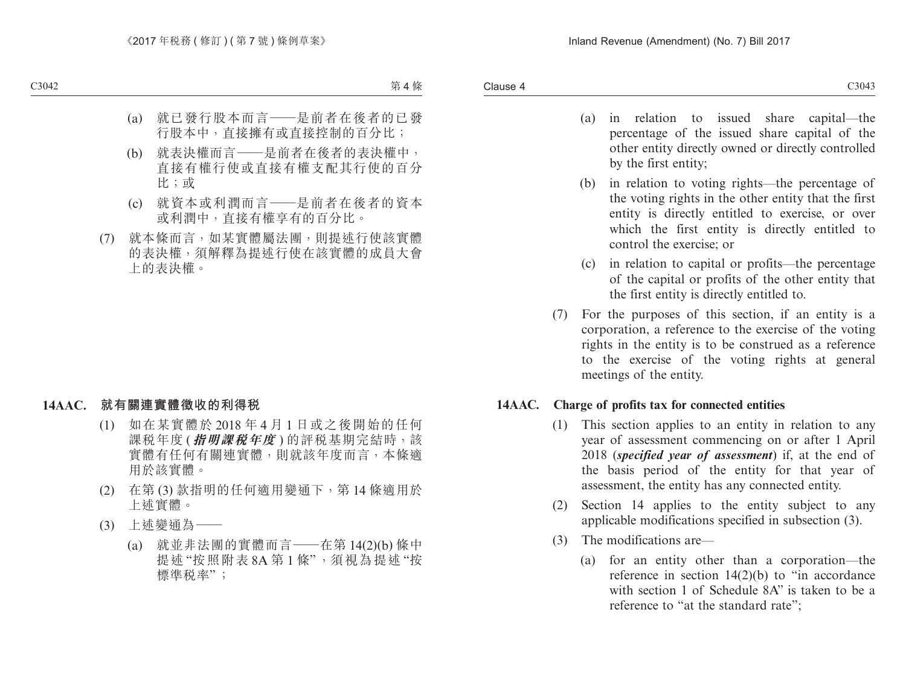(a) 就已發行股本而言——是前者在後者的已發行股本中，直接擁有或直接控制的百分比；

(b) 就表決權而言——是前者在後者的表決權中，直接有權行使或直接有權支配其行使的百分比；或

(c) 就資本或利潤而言——是前者在後者的資本或利潤中，直接有權享有的百分比。

(7) 就本條而言，如某實體屬法團，則提述行使該實體的表決權，須解釋為提述行使在該實體的成員大會上的表決權。

**14AAC. 就有關連實體徵收的利得稅**

(1) 如在某實體於 2018 年 4 月 1 日或之後開始的任何課稅年度 (***指明課稅年度***) 的評稅基期完結時，該實體有任何有關連實體，則就該年度而言，本條適用於該實體。

(2) 在第 (3) 款指明的任何適用變通下，第 14 條適用於上述實體。

(3) 上述變通為——

(a) 就並非法團的實體而言——在第 14(2)(b) 條中提述“按照附表 8A 第 1 條”，須視為提述“按標準稅率”；

(a) in relation to issued share capital—the percentage of the issued share capital of the other entity directly owned or directly controlled by the first entity;

(b) in relation to voting rights—the percentage of the voting rights in the other entity that the first entity is directly entitled to exercise, or over which the first entity is directly entitled to control the exercise; or

(c) in relation to capital or profits—the percentage of the capital or profits of the other entity that the first entity is directly entitled to.

(7) For the purposes of this section, if an entity is a corporation, a reference to the exercise of the voting rights in the entity is to be construed as a reference to the exercise of the voting rights at general meetings of the entity.

**14AAC. Charge of profits tax for connected entities**

(1) This section applies to an entity in relation to any year of assessment commencing on or after 1 April 2018 (***specified year of assessment***) if, at the end of the basis period of the entity for that year of assessment, the entity has any connected entity.

(2) Section 14 applies to the entity subject to any applicable modifications specified in subsection (3).

(3) The modifications are—

(a) for an entity other than a corporation—the reference in section 14(2)(b) to “in accordance with section 1 of Schedule 8A” is taken to be a reference to “at the standard rate”;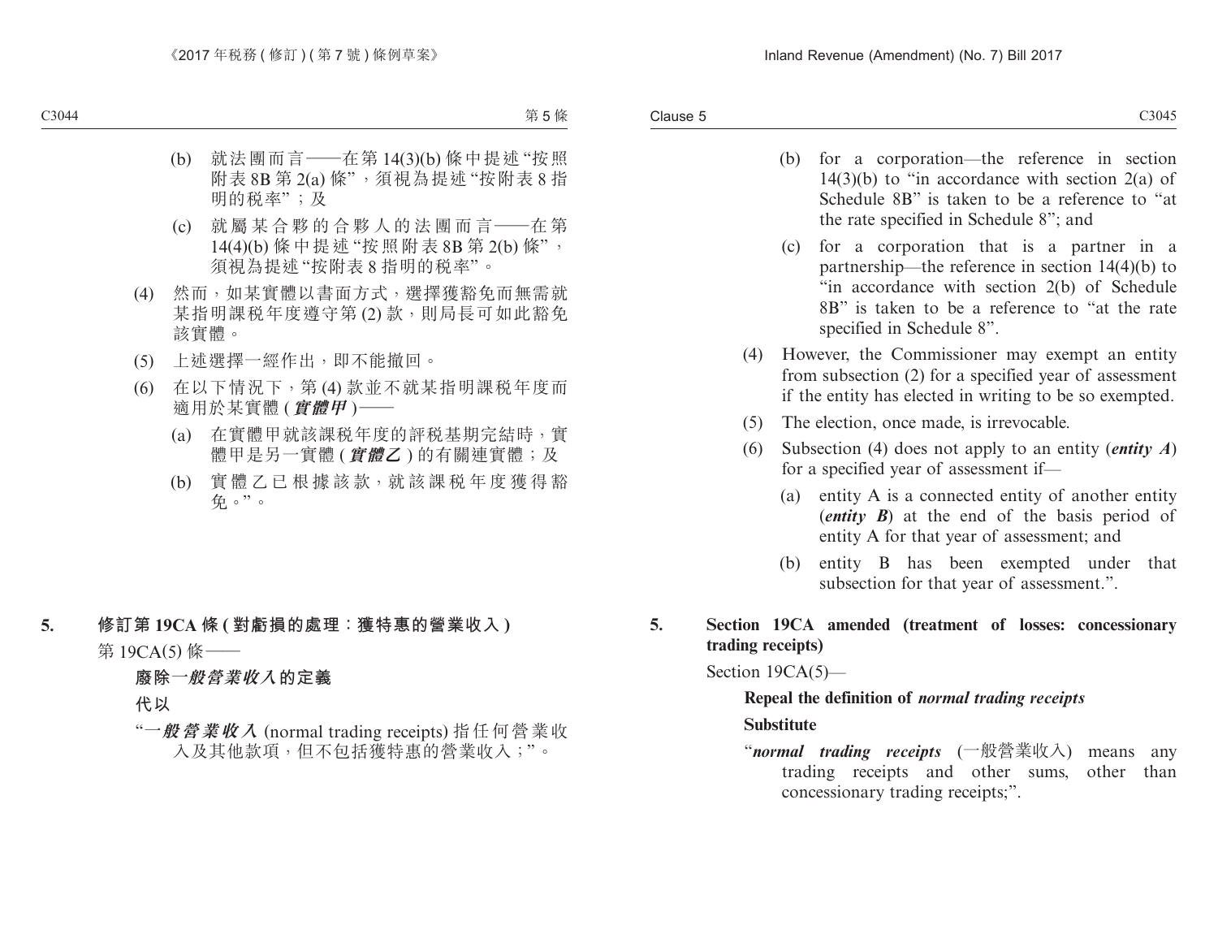(b) 就法團而言——在第 14(3)(b) 條中提述“按照附表 8B 第 2(a) 條”，須視為提述“按附表 8 指明的稅率”；及

(c) 就屬某合夥的合夥人的法團而言——在第 14(4)(b) 條中提述“按照附表 8B 第 2(b) 條”，須視為提述“按附表 8 指明的稅率”。

(4) 然而，如某實體以書面方式，選擇獲豁免而無需就某指明課稅年度遵守第 (2) 款，則局長可如此豁免該實體。

(5) 上述選擇一經作出，即不能撤回。

(6) 在以下情況下，第 (4) 款並不就某指明課稅年度而適用於某實體 (***實體甲***)——

(a) 在實體甲就該課稅年度的評稅基期完結時，實體甲是另一實體 (***實體乙***) 的有關連實體；及

(b) 實體乙已根據該款，就該課稅年度獲得豁免。”。

**5. 修訂第 19CA 條 (對虧損的處理：獲特惠的營業收入)**

第 19CA(5) 條——

**廢除*一般營業收入*的定義**

**代以**

“***一般營業收入*** (normal trading receipts) 指任何營業收入及其他款項，但不包括獲特惠的營業收入；”。

(b) for a corporation—the reference in section 14(3)(b) to “in accordance with section 2(a) of Schedule 8B” is taken to be a reference to “at the rate specified in Schedule 8”; and

(c) for a corporation that is a partner in a partnership—the reference in section 14(4)(b) to “in accordance with section 2(b) of Schedule 8B” is taken to be a reference to “at the rate specified in Schedule 8”.

(4) However, the Commissioner may exempt an entity from subsection (2) for a specified year of assessment if the entity has elected in writing to be so exempted.

(5) The election, once made, is irrevocable.

(6) Subsection (4) does not apply to an entity (***entity A***) for a specified year of assessment if—

(a) entity A is a connected entity of another entity (***entity B***) at the end of the basis period of entity A for that year of assessment; and

(b) entity B has been exempted under that subsection for that year of assessment.”.

**5. Section 19CA amended (treatment of losses: concessionary trading receipts)**

Section 19CA(5)—

**Repeal the definition of *normal trading receipts***

**Substitute**

“***normal trading receipts*** (一般營業收入) means any trading receipts and other sums, other than concessionary trading receipts;”.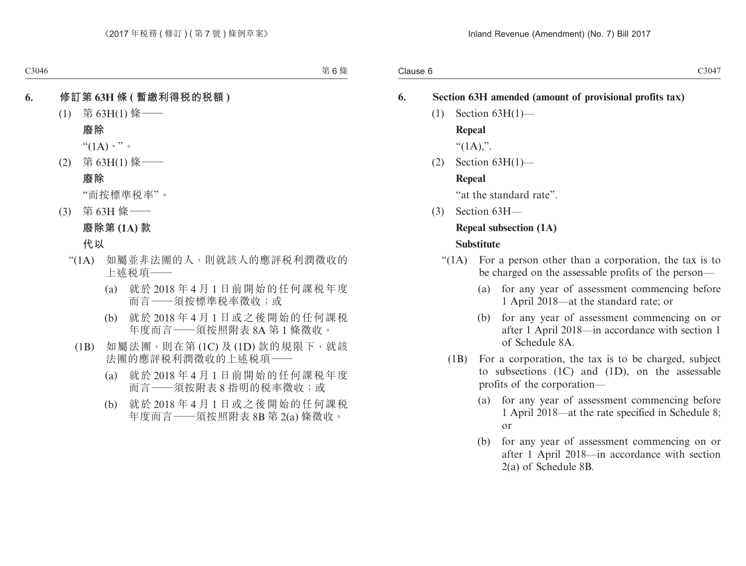## 6. 修訂第 63H 條 (暫繳利得稅的稅額)

(1) 第 63H(1) 條——

**廢除**

“(1A)、”。

(2) 第 63H(1) 條——

**廢除**

“而按標準稅率”。

(3) 第 63H 條——

**廢除第 (1A) 款**

**代以**

“(1A) 如屬並非法團的人，則就該人的應評稅利潤徵收的上述稅項——

(a) 就於 2018 年 4 月 1 日前開始的任何課稅年度而言——須按標準稅率徵收；或

(b) 就於 2018 年 4 月 1 日或之後開始的任何課稅年度而言——須按照附表 8A 第 1 條徵收。

(1B) 如屬法團，則在第 (1C) 及 (1D) 款的規限下，就該法團的應評稅利潤徵收的上述稅項——

(a) 就於 2018 年 4 月 1 日前開始的任何課稅年度而言——須按附表 8 指明的稅率徵收；或

(b) 就於 2018 年 4 月 1 日或之後開始的任何課稅年度而言——須按照附表 8B 第 2(a) 條徵收。

## 6. Section 63H amended (amount of provisional profits tax)

(1) Section 63H(1)—

**Repeal**

“(1A),”.

(2) Section 63H(1)—

**Repeal**

“at the standard rate”.

(3) Section 63H—

**Repeal subsection (1A)**

**Substitute**

“(1A) For a person other than a corporation, the tax is to be charged on the assessable profits of the person—

(a) for any year of assessment commencing before 1 April 2018—at the standard rate; or

(b) for any year of assessment commencing on or after 1 April 2018—in accordance with section 1 of Schedule 8A.

(1B) For a corporation, the tax is to be charged, subject to subsections (1C) and (1D), on the assessable profits of the corporation—

(a) for any year of assessment commencing before 1 April 2018—at the rate specified in Schedule 8; or

(b) for any year of assessment commencing on or after 1 April 2018—in accordance with section 2(a) of Schedule 8B.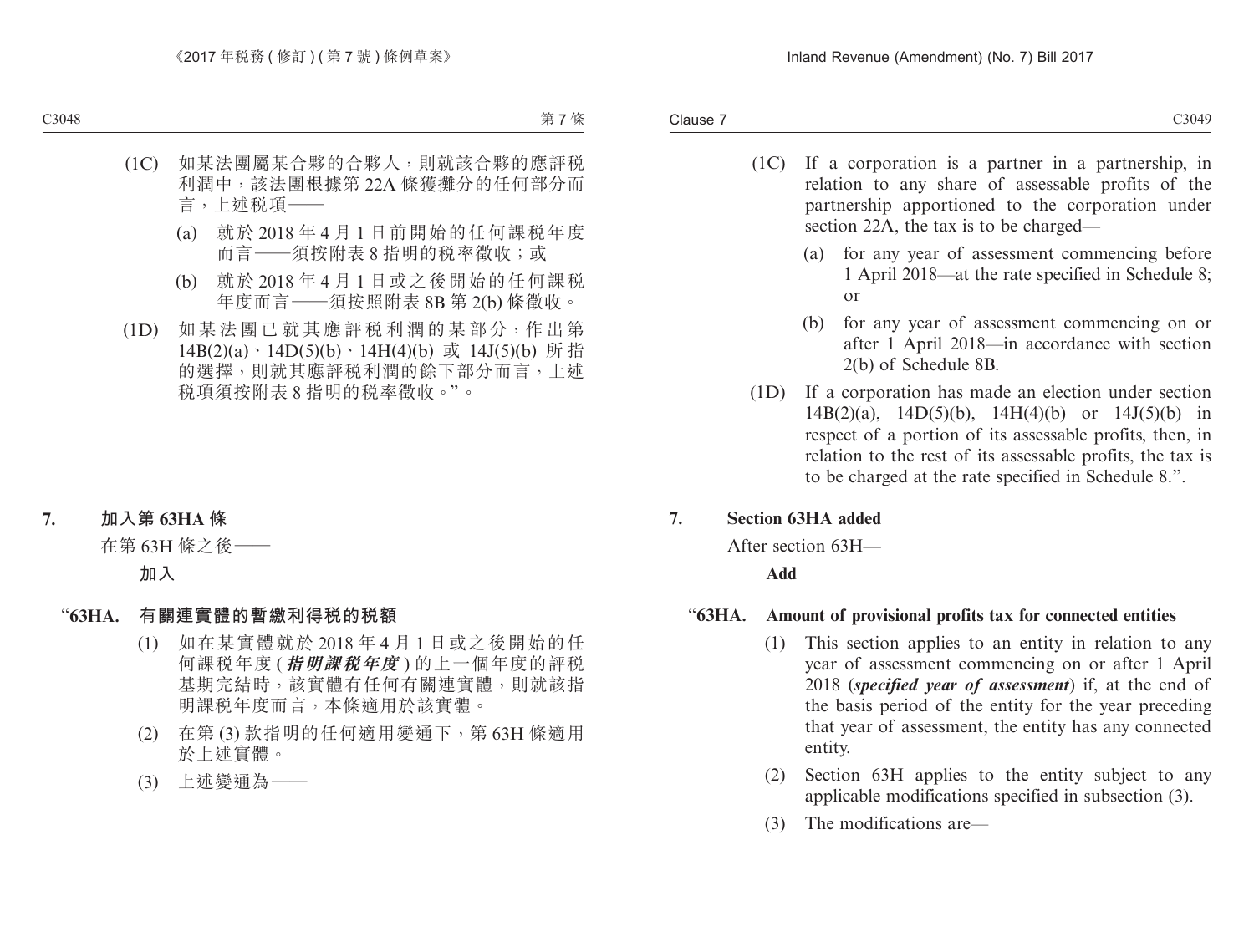(1C) 如某法團屬某合夥的合夥人，則就該合夥的應評稅利潤中，該法團根據第 22A 條獲攤分的任何部分而言，上述稅項——

(a) 就於 2018 年 4 月 1 日前開始的任何課稅年度而言——須按附表 8 指明的稅率徵收；或

(b) 就於 2018 年 4 月 1 日或之後開始的任何課稅年度而言——須按照附表 8B 第 2(b) 條徵收。

(1D) 如某法團已就其應評稅利潤的某部分，作出第 14B(2)(a)、14D(5)(b)、14H(4)(b) 或 14J(5)(b) 所指的選擇，則就其應評稅利潤的餘下部分而言，上述稅項須按附表 8 指明的稅率徵收。”。

## 7. 加入第 63HA 條

在第 63H 條之後——

**加入**

### “63HA. 有關連實體的暫繳利得稅的稅額

(1) 如在某實體就於 2018 年 4 月 1 日或之後開始的任何課稅年度 (***指明課稅年度***) 的上一個年度的評稅基期完結時，該實體有任何有關連實體，則就該指明課稅年度而言，本條適用於該實體。

(2) 在第 (3) 款指明的任何適用變通下，第 63H 條適用於上述實體。

(3) 上述變通為——

---

(1C) If a corporation is a partner in a partnership, in relation to any share of assessable profits of the partnership apportioned to the corporation under section 22A, the tax is to be charged—

(a) for any year of assessment commencing before 1 April 2018—at the rate specified in Schedule 8; or

(b) for any year of assessment commencing on or after 1 April 2018—in accordance with section 2(b) of Schedule 8B.

(1D) If a corporation has made an election under section 14B(2)(a), 14D(5)(b), 14H(4)(b) or 14J(5)(b) in respect of a portion of its assessable profits, then, in relation to the rest of its assessable profits, the tax is to be charged at the rate specified in Schedule 8.”.

## 7. Section 63HA added

After section 63H—

**Add**

### “63HA. Amount of provisional profits tax for connected entities

(1) This section applies to an entity in relation to any year of assessment commencing on or after 1 April 2018 (***specified year of assessment***) if, at the end of the basis period of the entity for the year preceding that year of assessment, the entity has any connected entity.

(2) Section 63H applies to the entity subject to any applicable modifications specified in subsection (3).

(3) The modifications are—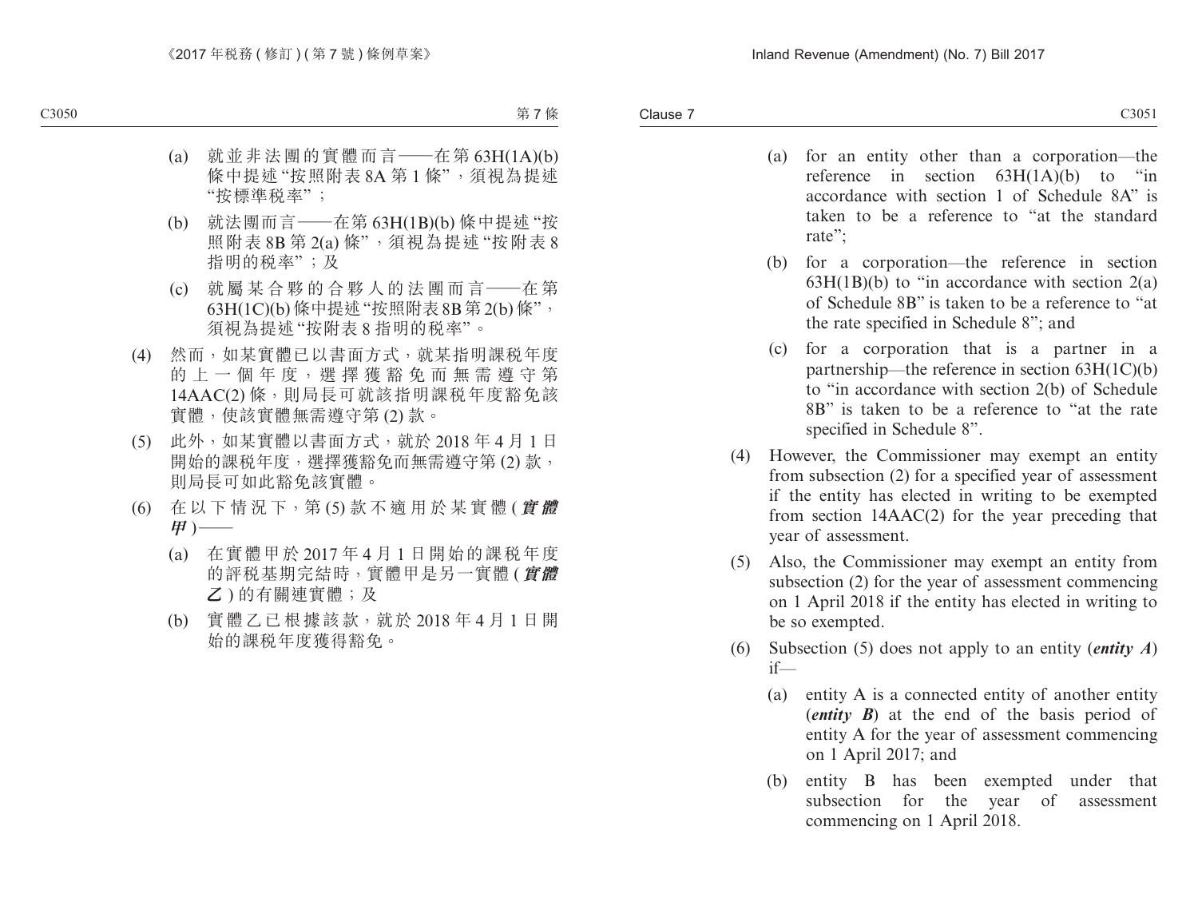(a) 就並非法團的實體而言——在第 63H(1A)(b) 條中提述“按照附表 8A 第 1 條”，須視為提述“按標準税率”；

(b) 就法團而言——在第 63H(1B)(b) 條中提述“按照附表 8B 第 2(a) 條”，須視為提述“按附表 8 指明的税率”；及

(c) 就屬某合夥的合夥人的法團而言——在第 63H(1C)(b) 條中提述“按照附表 8B 第 2(b) 條”，須視為提述“按附表 8 指明的税率”。

(4) 然而，如某實體已以書面方式，就某指明課税年度的上一個年度，選擇獲豁免而無需遵守第 14AAC(2) 條，則局長可就該指明課税年度豁免該實體，使該實體無需遵守第 (2) 款。

(5) 此外，如某實體以書面方式，就於 2018 年 4 月 1 日開始的課税年度，選擇獲豁免而無需遵守第 (2) 款，則局長可如此豁免該實體。

(6) 在以下情況下，第 (5) 款不適用於某實體 (***實體甲***)——

(a) 在實體甲於 2017 年 4 月 1 日開始的課税年度的評税基期完結時，實體甲是另一實體 (***實體乙***) 的有關連實體；及

(b) 實體乙已根據該款，就於 2018 年 4 月 1 日開始的課税年度獲得豁免。

(a) for an entity other than a corporation—the reference in section 63H(1A)(b) to “in accordance with section 1 of Schedule 8A” is taken to be a reference to “at the standard rate”;

(b) for a corporation—the reference in section 63H(1B)(b) to “in accordance with section 2(a) of Schedule 8B” is taken to be a reference to “at the rate specified in Schedule 8”; and

(c) for a corporation that is a partner in a partnership—the reference in section 63H(1C)(b) to “in accordance with section 2(b) of Schedule 8B” is taken to be a reference to “at the rate specified in Schedule 8”.

(4) However, the Commissioner may exempt an entity from subsection (2) for a specified year of assessment if the entity has elected in writing to be exempted from section 14AAC(2) for the year preceding that year of assessment.

(5) Also, the Commissioner may exempt an entity from subsection (2) for the year of assessment commencing on 1 April 2018 if the entity has elected in writing to be so exempted.

(6) Subsection (5) does not apply to an entity (***entity A***) if—

(a) entity A is a connected entity of another entity (***entity B***) at the end of the basis period of entity A for the year of assessment commencing on 1 April 2017; and

(b) entity B has been exempted under that subsection for the year of assessment commencing on 1 April 2018.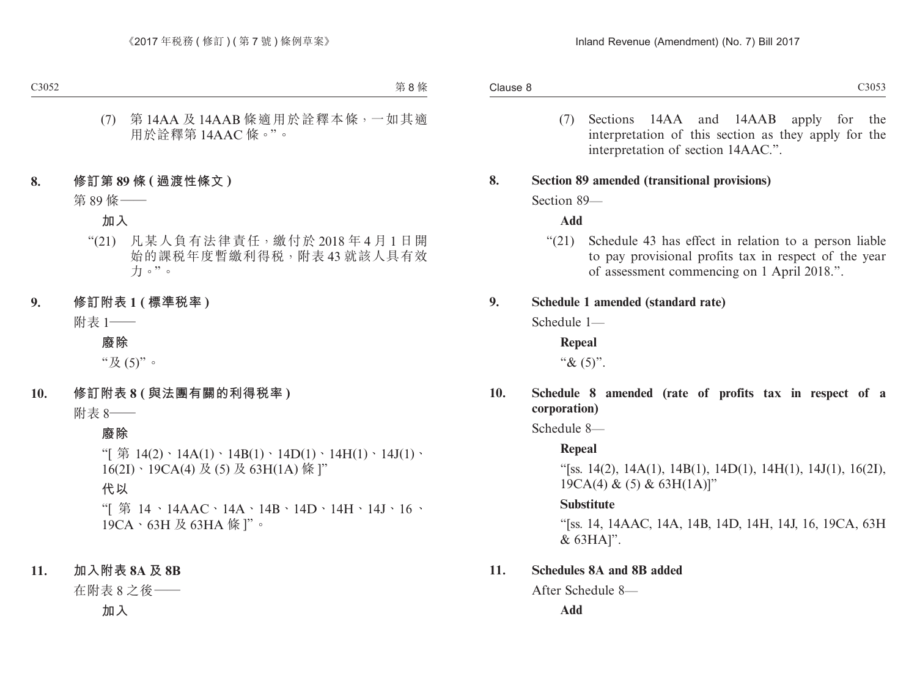(7) 第 14AA 及 14AAB 條適用於詮釋本條，一如其適用於詮釋第 14AAC 條。”。

**8. 修訂第 89 條 (過渡性條文)**

第 89 條——

**加入**

“(21) 凡某人負有法律責任，繳付於 2018 年 4 月 1 日開始的課稅年度暫繳利得稅，附表 43 就該人具有效力。”。

**9. 修訂附表 1 (標準稅率)**

附表 1——

**廢除**

“及 (5)”。

**10. 修訂附表 8 (與法團有關的利得稅率)**

附表 8——

**廢除**

“[ 第 14(2)、14A(1)、14B(1)、14D(1)、14H(1)、14J(1)、16(2I)、19CA(4) 及 (5) 及 63H(1A) 條 ]”

**代以**

“[ 第 14、14AAC、14A、14B、14D、14H、14J、16、19CA、63H 及 63HA 條 ]”。

**11. 加入附表 8A 及 8B**

在附表 8 之後——

**加入**

(7) Sections 14AA and 14AAB apply for the interpretation of this section as they apply for the interpretation of section 14AAC.”.

**8. Section 89 amended (transitional provisions)**

Section 89—

**Add**

“(21) Schedule 43 has effect in relation to a person liable to pay provisional profits tax in respect of the year of assessment commencing on 1 April 2018.”.

**9. Schedule 1 amended (standard rate)**

Schedule 1—

**Repeal**

“& (5)”.

**10. Schedule 8 amended (rate of profits tax in respect of a corporation)**

Schedule 8—

**Repeal**

“[ss. 14(2), 14A(1), 14B(1), 14D(1), 14H(1), 14J(1), 16(2I), 19CA(4) & (5) & 63H(1A)]”

**Substitute**

“[ss. 14, 14AAC, 14A, 14B, 14D, 14H, 14J, 16, 19CA, 63H & 63HA]”.

**11. Schedules 8A and 8B added**

After Schedule 8—

**Add**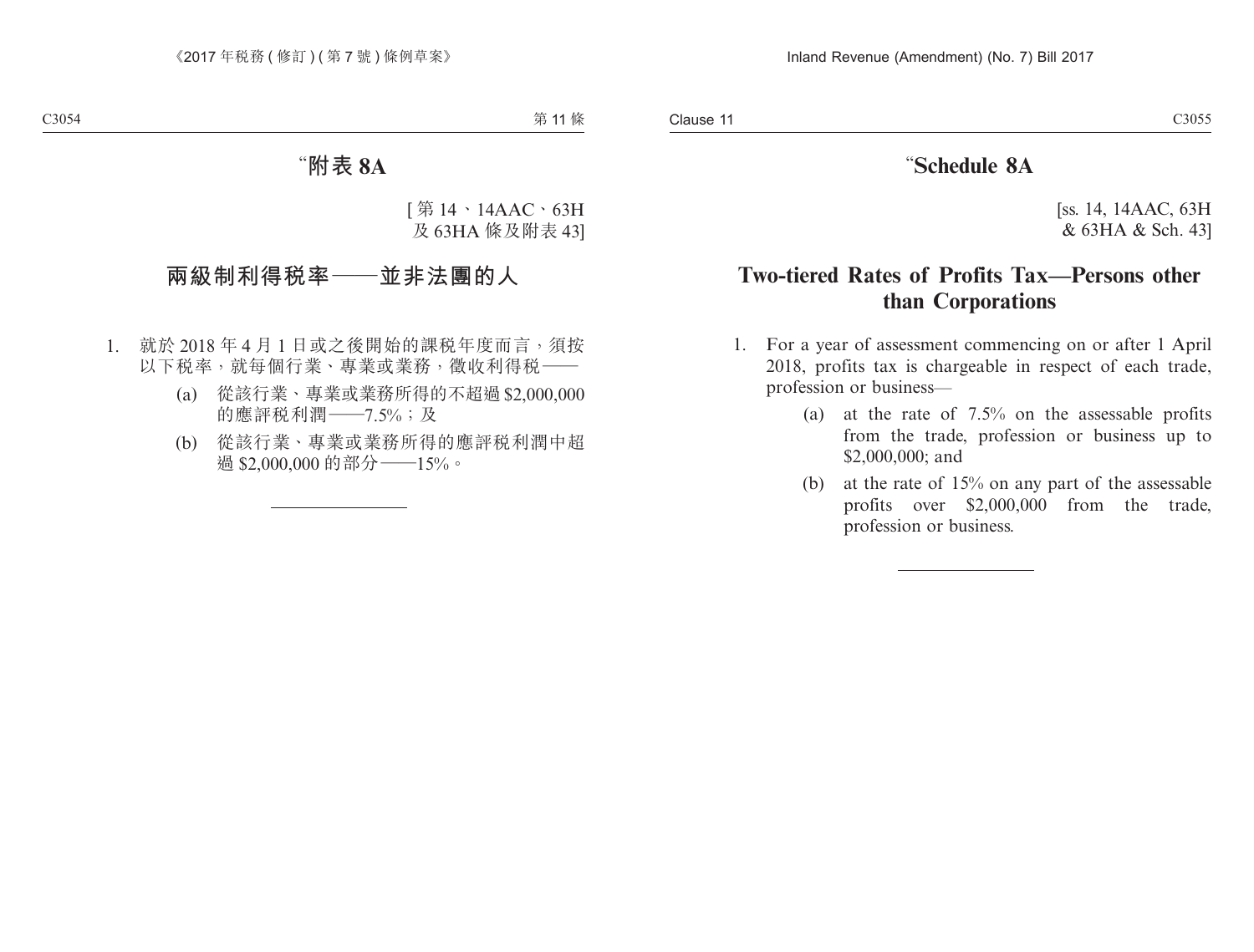# “附表 8A

[第 14、14AAC、63H 及 63HA 條及附表 43]

## 兩級制利得稅率——並非法團的人

1. 就於 2018 年 4 月 1 日或之後開始的課稅年度而言，須按以下稅率，就每個行業、專業或業務，徵收利得稅——
   - (a) 從該行業、專業或業務所得的不超過 $2,000,000 的應評稅利潤——7.5%；及
   - (b) 從該行業、專業或業務所得的應評稅利潤中超過 $2,000,000 的部分——15%。

---

# “Schedule 8A

[ss. 14, 14AAC, 63H & 63HA & Sch. 43]

## Two-tiered Rates of Profits Tax—Persons other than Corporations

1. For a year of assessment commencing on or after 1 April 2018, profits tax is chargeable in respect of each trade, profession or business—
   - (a) at the rate of 7.5% on the assessable profits from the trade, profession or business up to $2,000,000; and
   - (b) at the rate of 15% on any part of the assessable profits over $2,000,000 from the trade, profession or business.

---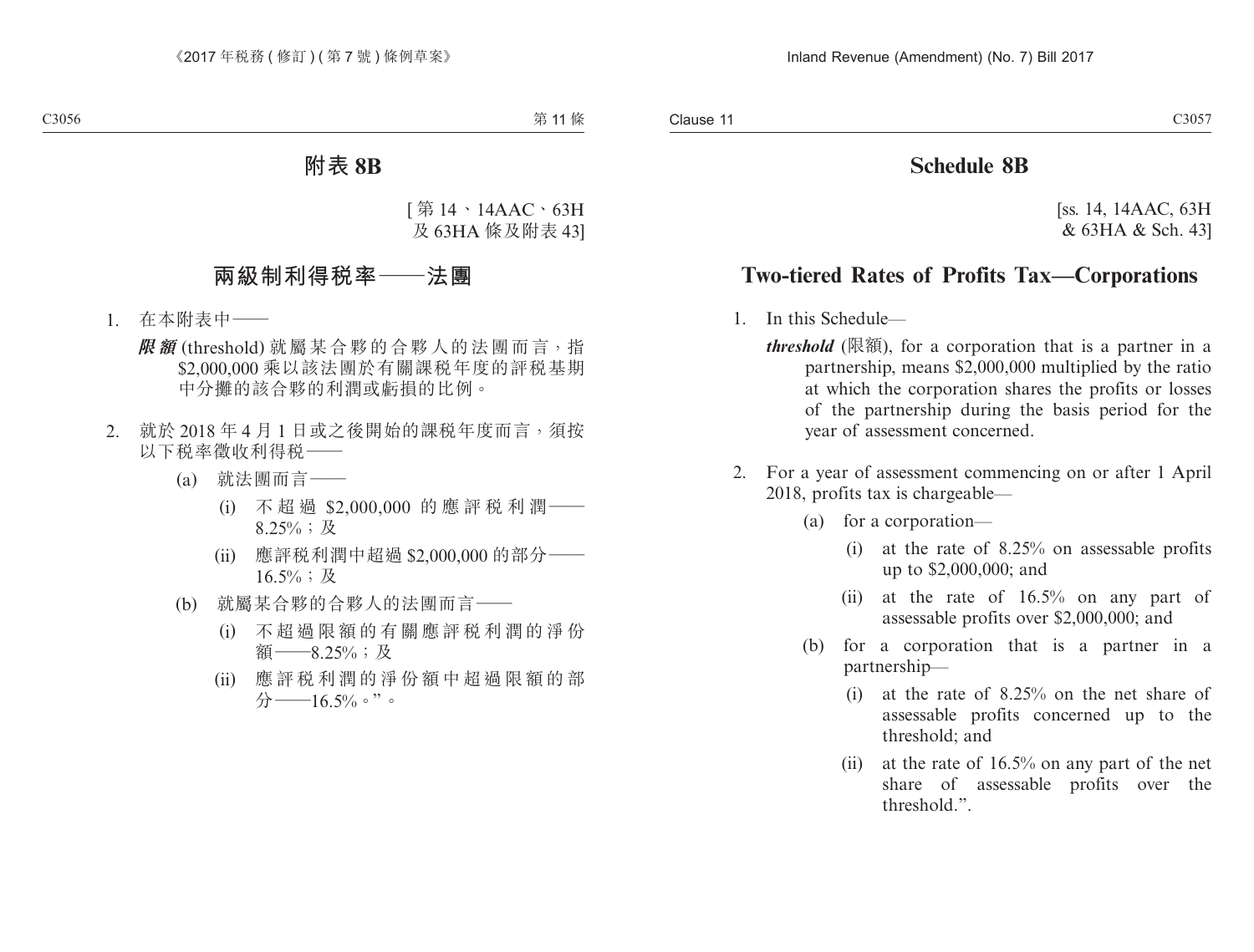## 附表 8B

[第 14、14AAC、63H 及 63HA 條及附表 43]

## 兩級制利得稅率——法團

1. 在本附表中——

   ***限額*** (threshold) 就屬某合夥的合夥人的法團而言，指 $2,000,000 乘以該法團於有關課稅年度的評稅基期中分攤的該合夥的利潤或虧損的比例。

2. 就於 2018 年 4 月 1 日或之後開始的課稅年度而言，須按以下稅率徵收利得稅——

   (a) 就法團而言——

      (i) 不超過 $2,000,000 的應評稅利潤——8.25%；及

      (ii) 應評稅利潤中超過 $2,000,000 的部分——16.5%；及

   (b) 就屬某合夥的合夥人的法團而言——

      (i) 不超過限額的有關應評稅利潤的淨份額——8.25%；及

      (ii) 應評稅利潤的淨份額中超過限額的部分——16.5%。”。

## Schedule 8B

[ss. 14, 14AAC, 63H & 63HA & Sch. 43]

## Two-tiered Rates of Profits Tax—Corporations

1. In this Schedule—

   ***threshold*** (限額), for a corporation that is a partner in a partnership, means $2,000,000 multiplied by the ratio at which the corporation shares the profits or losses of the partnership during the basis period for the year of assessment concerned.

2. For a year of assessment commencing on or after 1 April 2018, profits tax is chargeable—

   (a) for a corporation—

      (i) at the rate of 8.25% on assessable profits up to $2,000,000; and

      (ii) at the rate of 16.5% on any part of assessable profits over $2,000,000; and

   (b) for a corporation that is a partner in a partnership—

      (i) at the rate of 8.25% on the net share of assessable profits concerned up to the threshold; and

      (ii) at the rate of 16.5% on any part of the net share of assessable profits over the threshold.”.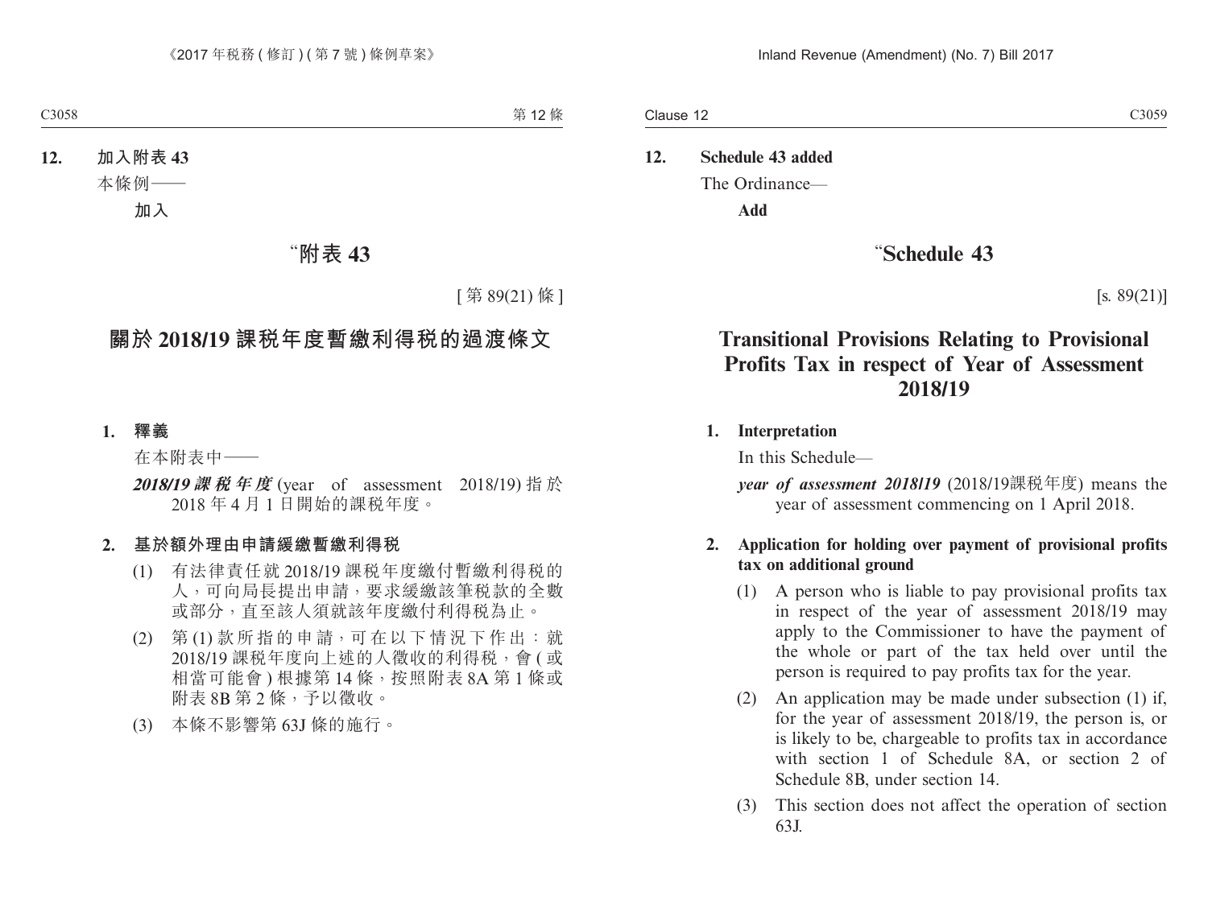**12. 加入附表 43**

本條例——

**加入**

# “附表 43

[ 第 89(21) 條 ]

# 關於 2018/19 課稅年度暫繳利得稅的過渡條文

**1. 釋義**

在本附表中——

***2018/19 課稅年度*** (year of assessment 2018/19) 指於 2018 年 4 月 1 日開始的課稅年度。

**2. 基於額外理由申請緩繳暫繳利得稅**

(1) 有法律責任就 2018/19 課稅年度繳付暫繳利得稅的人，可向局長提出申請，要求緩繳該筆稅款的全數或部分，直至該人須就該年度繳付利得稅為止。

(2) 第 (1) 款所指的申請，可在以下情況下作出：就 2018/19 課稅年度向上述的人徵收的利得稅，會 ( 或相當可能會 ) 根據第 14 條，按照附表 8A 第 1 條或附表 8B 第 2 條，予以徵收。

(3) 本條不影響第 63J 條的施行。

**12. Schedule 43 added**

The Ordinance—

**Add**

# “Schedule 43

[s. 89(21)]

# Transitional Provisions Relating to Provisional Profits Tax in respect of Year of Assessment 2018/19

**1. Interpretation**

In this Schedule—

***year of assessment 2018/19*** (2018/19課稅年度) means the year of assessment commencing on 1 April 2018.

**2. Application for holding over payment of provisional profits tax on additional ground**

(1) A person who is liable to pay provisional profits tax in respect of the year of assessment 2018/19 may apply to the Commissioner to have the payment of the whole or part of the tax held over until the person is required to pay profits tax for the year.

(2) An application may be made under subsection (1) if, for the year of assessment 2018/19, the person is, or is likely to be, chargeable to profits tax in accordance with section 1 of Schedule 8A, or section 2 of Schedule 8B, under section 14.

(3) This section does not affect the operation of section 63J.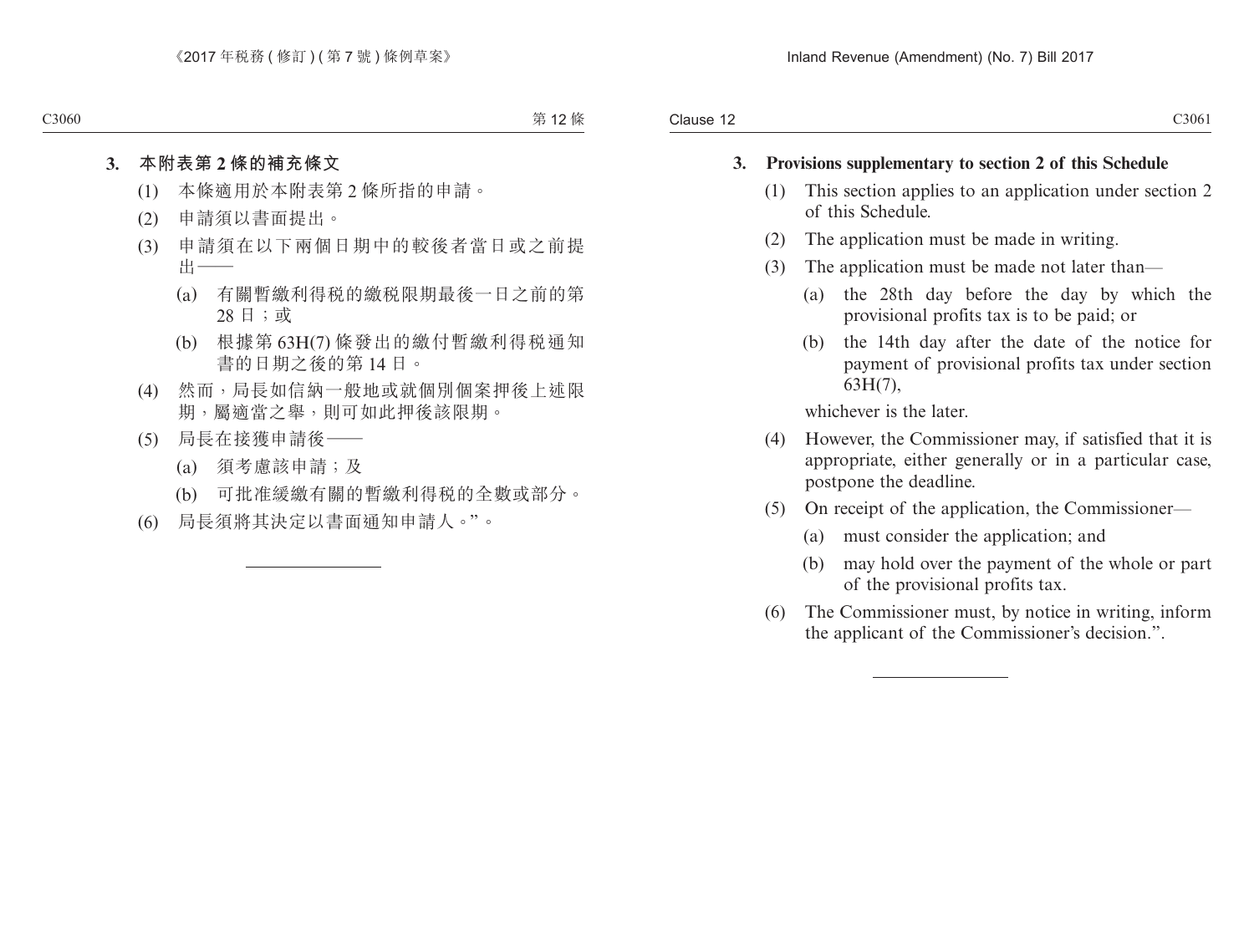### 3. 本附表第 2 條的補充條文

(1) 本條適用於本附表第 2 條所指的申請。

(2) 申請須以書面提出。

(3) 申請須在以下兩個日期中的較後者當日或之前提出——

(a) 有關暫繳利得稅的繳稅限期最後一日之前的第 28 日；或

(b) 根據第 63H(7) 條發出的繳付暫繳利得稅通知書的日期之後的第 14 日。

(4) 然而，局長如信納一般地或就個別個案押後上述限期，屬適當之舉，則可如此押後該限期。

(5) 局長在接獲申請後——

(a) 須考慮該申請；及

(b) 可批准緩繳有關的暫繳利得稅的全數或部分。

(6) 局長須將其決定以書面通知申請人。”。

---

### 3. Provisions supplementary to section 2 of this Schedule

(1) This section applies to an application under section 2 of this Schedule.

(2) The application must be made in writing.

(3) The application must be made not later than—

(a) the 28th day before the day by which the provisional profits tax is to be paid; or

(b) the 14th day after the date of the notice for payment of provisional profits tax under section 63H(7),

whichever is the later.

(4) However, the Commissioner may, if satisfied that it is appropriate, either generally or in a particular case, postpone the deadline.

(5) On receipt of the application, the Commissioner—

(a) must consider the application; and

(b) may hold over the payment of the whole or part of the provisional profits tax.

(6) The Commissioner must, by notice in writing, inform the applicant of the Commissioner's decision.”.

---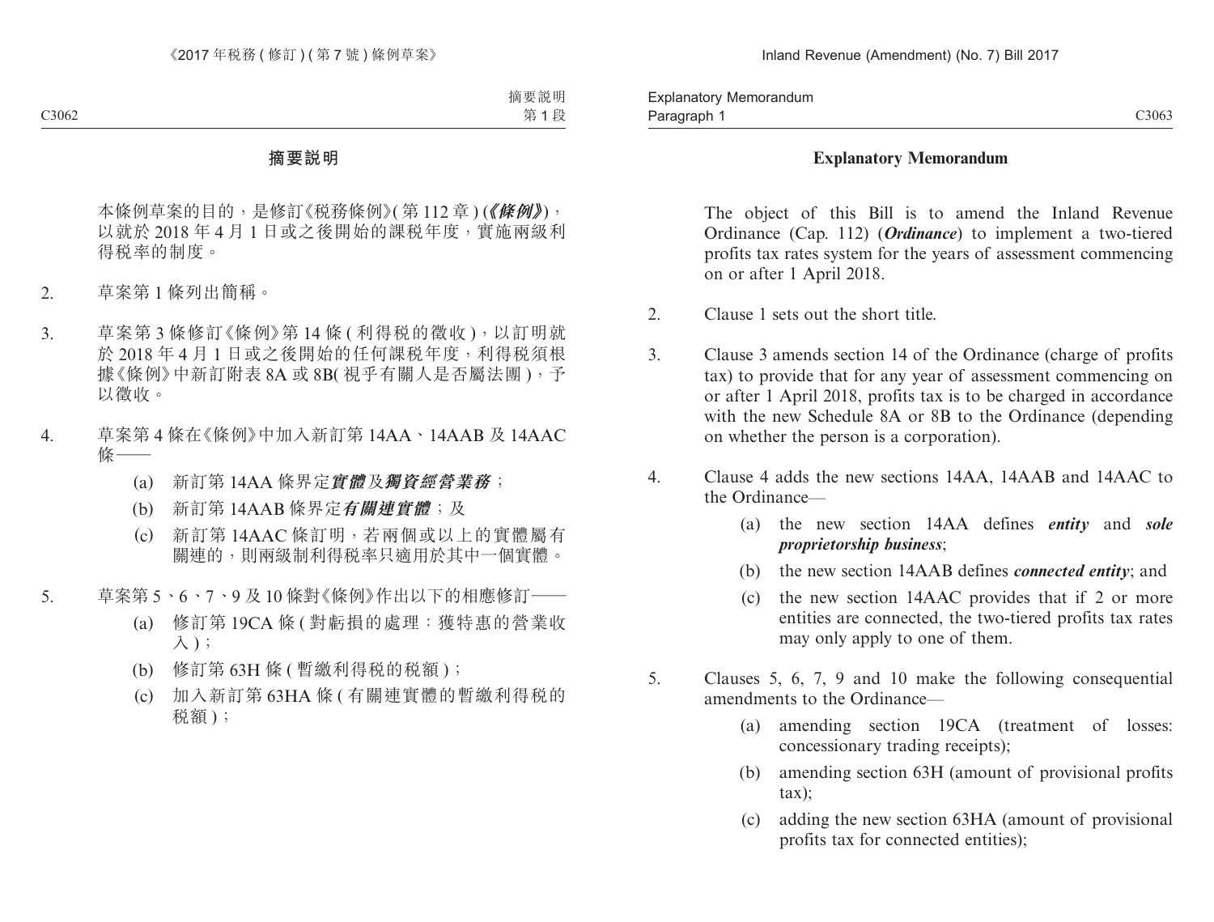## 摘要說明

本條例草案的目的，是修訂《稅務條例》(第 112 章) (***《條例》***)，以就於 2018 年 4 月 1 日或之後開始的課稅年度，實施兩級利得稅率的制度。

2. 草案第 1 條列出簡稱。

3. 草案第 3 條修訂《條例》第 14 條 (利得稅的徵收)，以訂明就於 2018 年 4 月 1 日或之後開始的任何課稅年度，利得稅須根據《條例》中新訂附表 8A 或 8B(視乎有關人是否屬法團)，予以徵收。

4. 草案第 4 條在《條例》中加入新訂第 14AA、14AAB 及 14AAC 條——
   - (a) 新訂第 14AA 條界定***實體***及***獨資經營業務***；
   - (b) 新訂第 14AAB 條界定***有關連實體***；及
   - (c) 新訂第 14AAC 條訂明，若兩個或以上的實體屬有關連的，則兩級制利得稅率只適用於其中一個實體。

5. 草案第 5、6、7、9 及 10 條對《條例》作出以下的相應修訂——
   - (a) 修訂第 19CA 條 (對虧損的處理：獲特惠的營業收入)；
   - (b) 修訂第 63H 條 (暫繳利得稅的稅額)；
   - (c) 加入新訂第 63HA 條 (有關連實體的暫繳利得稅的稅額)；

## Explanatory Memorandum

The object of this Bill is to amend the Inland Revenue Ordinance (Cap. 112) (***Ordinance***) to implement a two-tiered profits tax rates system for the years of assessment commencing on or after 1 April 2018.

2. Clause 1 sets out the short title.

3. Clause 3 amends section 14 of the Ordinance (charge of profits tax) to provide that for any year of assessment commencing on or after 1 April 2018, profits tax is to be charged in accordance with the new Schedule 8A or 8B to the Ordinance (depending on whether the person is a corporation).

4. Clause 4 adds the new sections 14AA, 14AAB and 14AAC to the Ordinance—
   - (a) the new section 14AA defines ***entity*** and ***sole proprietorship business***;
   - (b) the new section 14AAB defines ***connected entity***; and
   - (c) the new section 14AAC provides that if 2 or more entities are connected, the two-tiered profits tax rates may only apply to one of them.

5. Clauses 5, 6, 7, 9 and 10 make the following consequential amendments to the Ordinance—
   - (a) amending section 19CA (treatment of losses: concessionary trading receipts);
   - (b) amending section 63H (amount of provisional profits tax);
   - (c) adding the new section 63HA (amount of provisional profits tax for connected entities);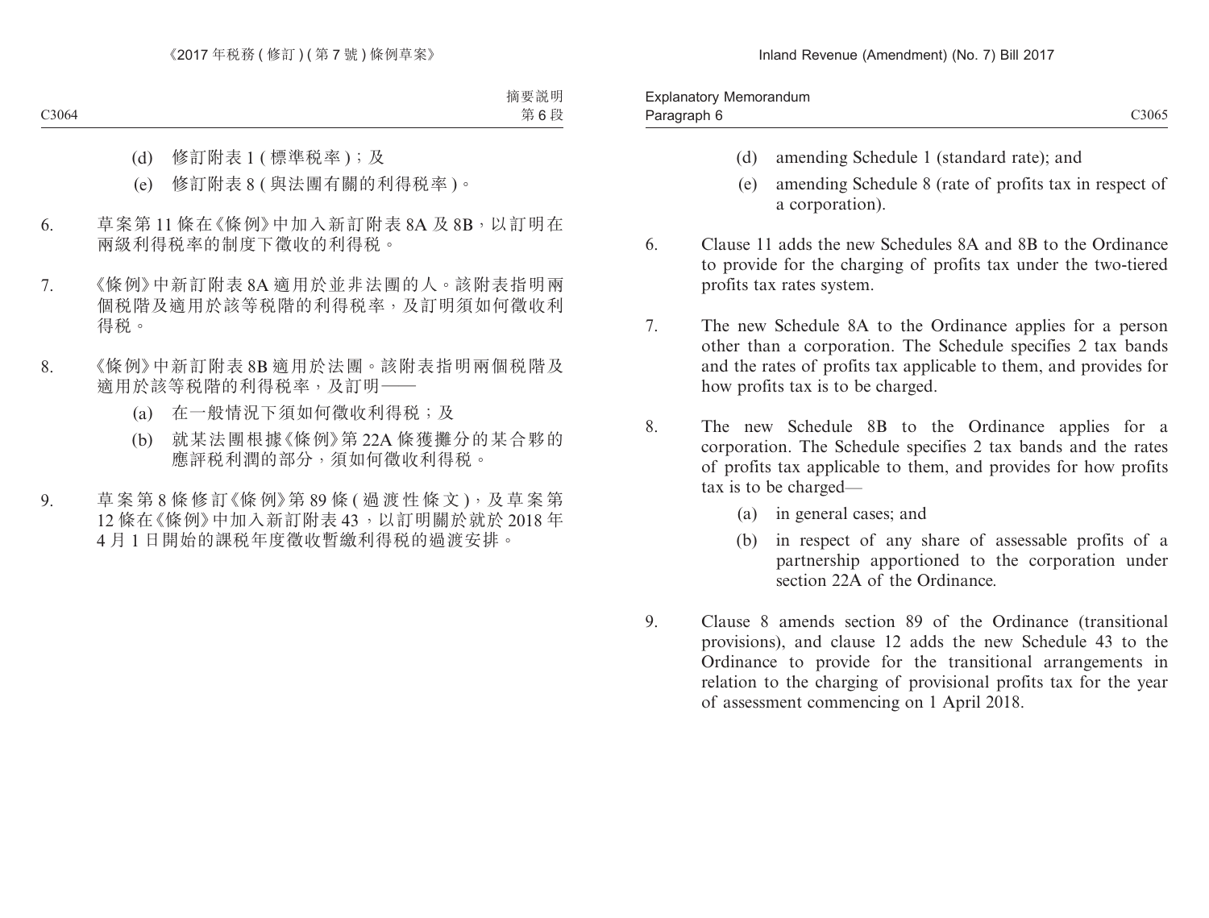(d) 修訂附表 1 ( 標準稅率 ) ; 及

(e) 修訂附表 8 ( 與法團有關的利得稅率 )。

6. 草案第 11 條在《條例》中加入新訂附表 8A 及 8B，以訂明在兩級利得稅率的制度下徵收的利得稅。

7. 《條例》中新訂附表 8A 適用於並非法團的人。該附表指明兩個稅階及適用於該等稅階的利得稅率，及訂明須如何徵收利得稅。

8. 《條例》中新訂附表 8B 適用於法團。該附表指明兩個稅階及適用於該等稅階的利得稅率，及訂明——

   (a) 在一般情況下須如何徵收利得稅；及

   (b) 就某法團根據《條例》第 22A 條獲攤分的某合夥的應評稅利潤的部分，須如何徵收利得稅。

9. 草案第 8 條修訂《條例》第 89 條 ( 過渡性條文 )，及草案第 12 條在《條例》中加入新訂附表 43，以訂明關於就於 2018 年 4 月 1 日開始的課稅年度徵收暫繳利得稅的過渡安排。

(d) amending Schedule 1 (standard rate); and

(e) amending Schedule 8 (rate of profits tax in respect of a corporation).

6. Clause 11 adds the new Schedules 8A and 8B to the Ordinance to provide for the charging of profits tax under the two-tiered profits tax rates system.

7. The new Schedule 8A to the Ordinance applies for a person other than a corporation. The Schedule specifies 2 tax bands and the rates of profits tax applicable to them, and provides for how profits tax is to be charged.

8. The new Schedule 8B to the Ordinance applies for a corporation. The Schedule specifies 2 tax bands and the rates of profits tax applicable to them, and provides for how profits tax is to be charged—

   (a) in general cases; and

   (b) in respect of any share of assessable profits of a partnership apportioned to the corporation under section 22A of the Ordinance.

9. Clause 8 amends section 89 of the Ordinance (transitional provisions), and clause 12 adds the new Schedule 43 to the Ordinance to provide for the transitional arrangements in relation to the charging of provisional profits tax for the year of assessment commencing on 1 April 2018.